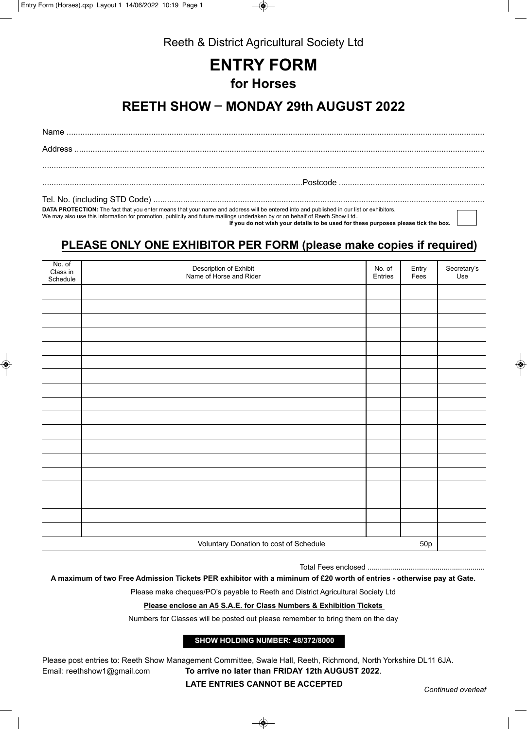Reeth & District Agricultural Society Ltd

# ENTRY FORM

## for Horses

## REETH SHOW – MONDAY 29th AUGUST 2022

Name ..................................................................................................................................................................

Address ..............................................................................................................................................................

..............................................................................................................................................................................

.................................................................................................................Postcode ...............................................................

Tel. No. (including STD Code) ..............................................................................................................................

**DATA PROTECTION:** The fact that you enter means that your name and address will be entered into and published in our list or exhibitors.
We may also use this information for promotion, publicity and future mailings undertaken by or on behalf of Reeth Show Ltd..
**If you do not wish your details to be used for these purposes please tick the box.** ☐

**PLEASE ONLY ONE EXHIBITOR PER FORM (please make copies if required)**

| No. of Class in Schedule | Description of Exhibit Name of Horse and Rider | No. of Entries | Entry Fees | Secretary's Use |
|---|---|---|---|---|
| | | | | |
| | | | | |
| | | | | |
| | | | | |
| | | | | |
| | | | | |
| | | | | |
| | | | | |
| | | | | |
| | | | | |
| | | | | |
| | | | | |
| | | | | |
| | | | | |
| | | | | |
| | | | | |
| | | | | |
| | | | | |
| | Voluntary Donation to cost of Schedule | | 50p | |

Total Fees enclosed ........................................................

**A maximum of two Free Admission Tickets PER exhibitor with a miminum of £20 worth of entries - otherwise pay at Gate.**

Please make cheques/PO's payable to Reeth and District Agricultural Society Ltd

**Please enclose an A5 S.A.E. for Class Numbers & Exhibition Tickets**

Numbers for Classes will be posted out please remember to bring them on the day

**SHOW HOLDING NUMBER: 48/372/8000**

Please post entries to: Reeth Show Management Committee, Swale Hall, Reeth, Richmond, North Yorkshire DL11 6JA.
Email: reethshow1@gmail.com **To arrive no later than FRIDAY 12th AUGUST 2022**.

**LATE ENTRIES CANNOT BE ACCEPTED**

*Continued overleaf*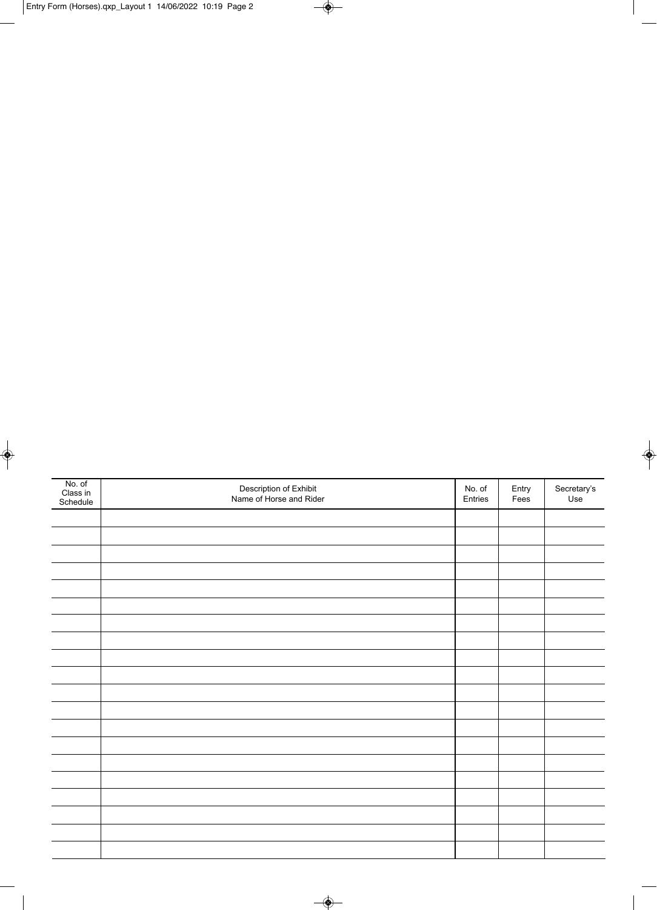| No. of Class in Schedule | Description of Exhibit Name of Horse and Rider | No. of Entries | Entry Fees | Secretary's Use |
|---|---|---|---|---|
| | | | | |
| | | | | |
| | | | | |
| | | | | |
| | | | | |
| | | | | |
| | | | | |
| | | | | |
| | | | | |
| | | | | |
| | | | | |
| | | | | |
| | | | | |
| | | | | |
| | | | | |
| | | | | |
| | | | | |
| | | | | |
| | | | | |
| | | | | |